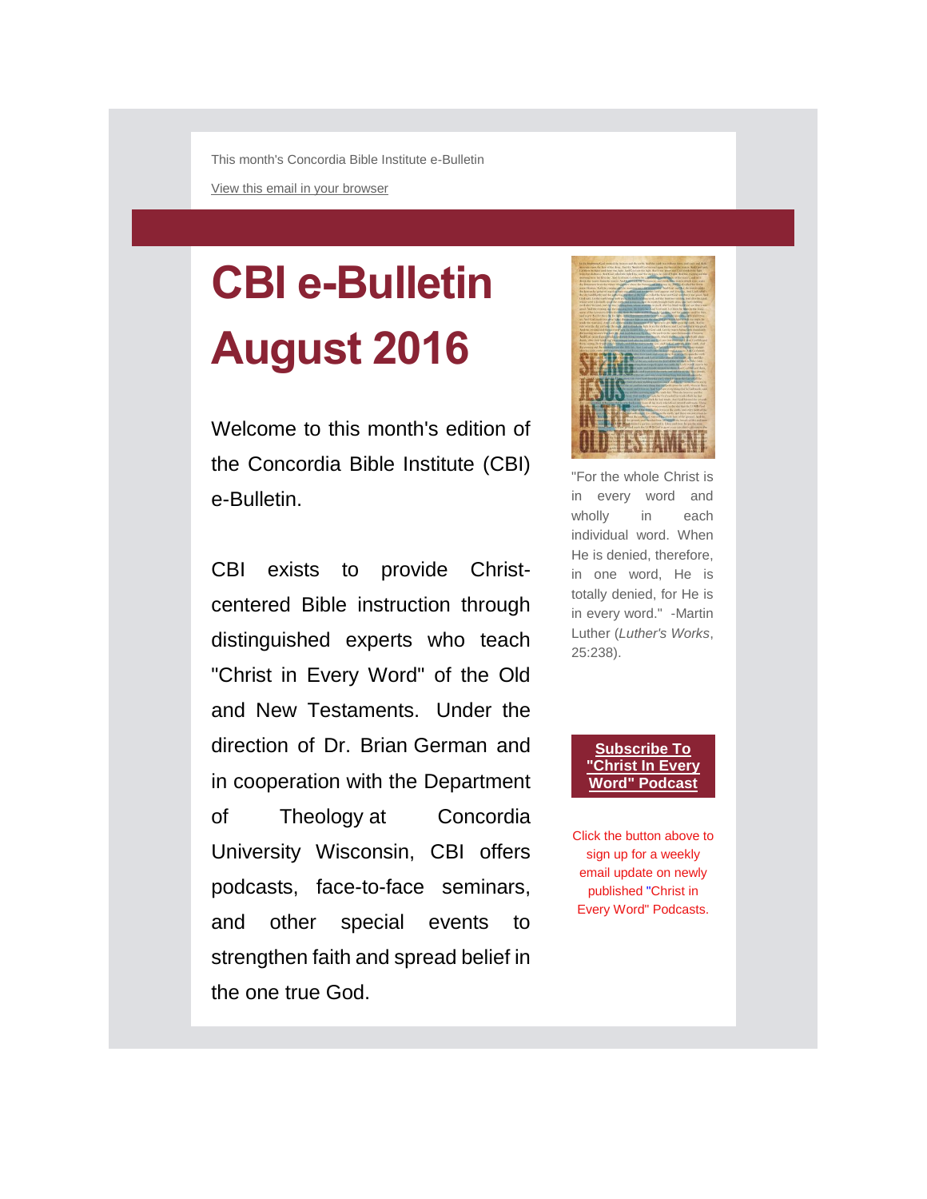This month's Concordia Bible Institute e-Bulletin

View this email in your browser

# CBI e-Bulletin August 2016

Welcome to this month's edition of the Concordia Bible Institute (CBI) e-Bulletin.

CBI exists to provide Christ-centered Bible instruction through distinguished experts who teach "Christ in Every Word" of the Old and New Testaments. Under the direction of Dr. Brian German and in cooperation with the Department of Theology at Concordia University Wisconsin, CBI offers podcasts, face-to-face seminars, and other special events to strengthen faith and spread belief in the one true God.

"For the whole Christ is in every word and wholly in each individual word. When He is denied, therefore, in one word, He is totally denied, for He is in every word." -Martin Luther (*Luther's Works*, 25:238).

**Subscribe To "Christ In Every Word" Podcast**

Click the button above to sign up for a weekly email update on newly published "Christ in Every Word" Podcasts.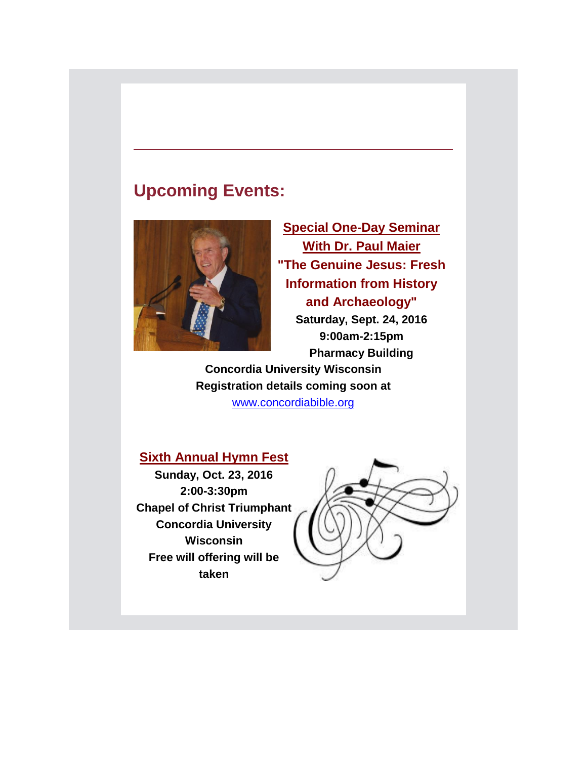## Upcoming Events:

**Special One-Day Seminar**
**With Dr. Paul Maier**
**"The Genuine Jesus: Fresh Information from History and Archaeology"**
**Saturday, Sept. 24, 2016**
**9:00am-2:15pm**
**Pharmacy Building**
**Concordia University Wisconsin**
**Registration details coming soon at**
www.concordiabible.org

**Sixth Annual Hymn Fest**
**Sunday, Oct. 23, 2016**
**2:00-3:30pm**
**Chapel of Christ Triumphant**
**Concordia University Wisconsin**
**Free will offering will be taken**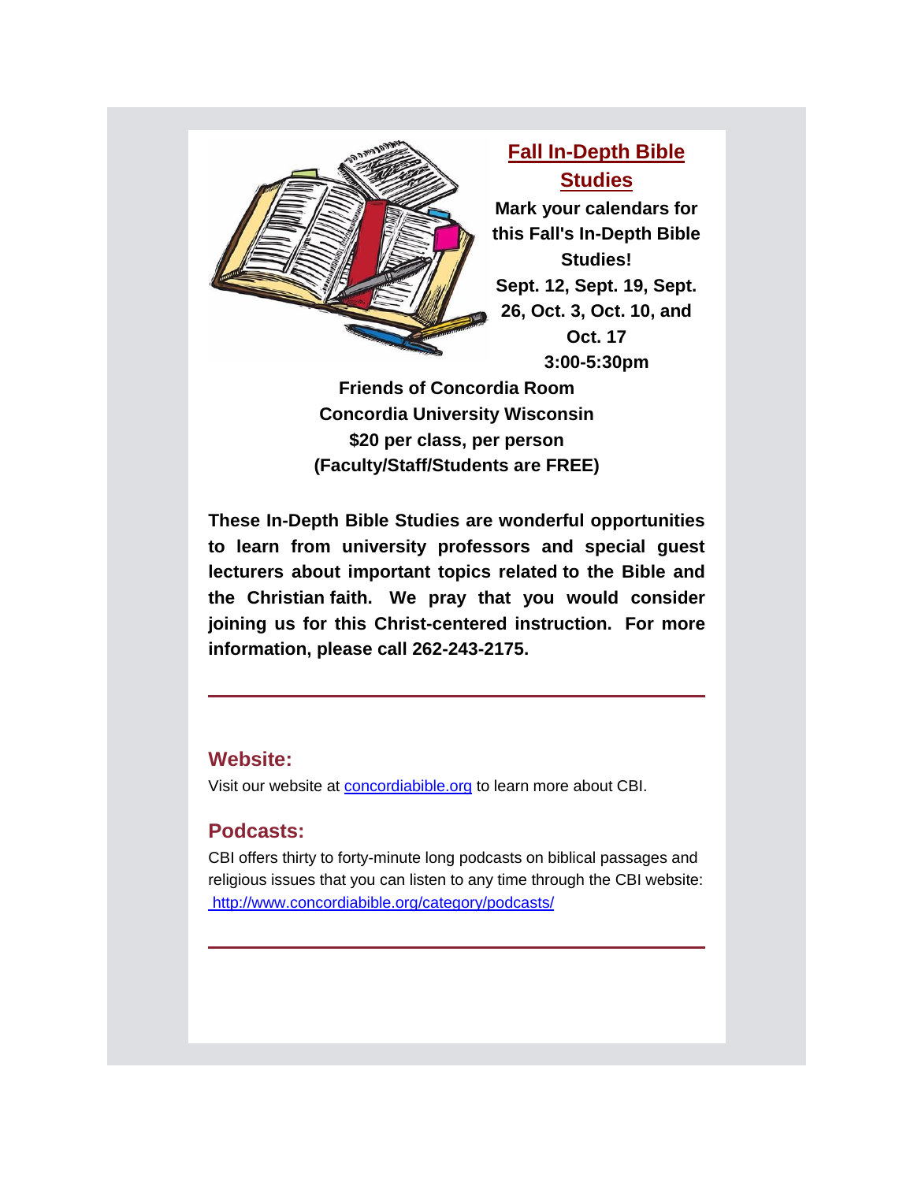## Fall In-Depth Bible Studies

**Mark your calendars for this Fall's In-Depth Bible Studies!**

**Sept. 12, Sept. 19, Sept. 26, Oct. 3, Oct. 10, and Oct. 17**

**3:00-5:30pm**

**Friends of Concordia Room**
**Concordia University Wisconsin**
**$20 per class, per person**
**(Faculty/Staff/Students are FREE)**

**These In-Depth Bible Studies are wonderful opportunities to learn from university professors and special guest lecturers about important topics related to the Bible and the Christian faith. We pray that you would consider joining us for this Christ-centered instruction. For more information, please call 262-243-2175.**

---

### Website:

Visit our website at [concordiabible.org](http://concordiabible.org) to learn more about CBI.

### Podcasts:

CBI offers thirty to forty-minute long podcasts on biblical passages and religious issues that you can listen to any time through the CBI website: [http://www.concordiabible.org/category/podcasts/](http://www.concordiabible.org/category/podcasts/)

---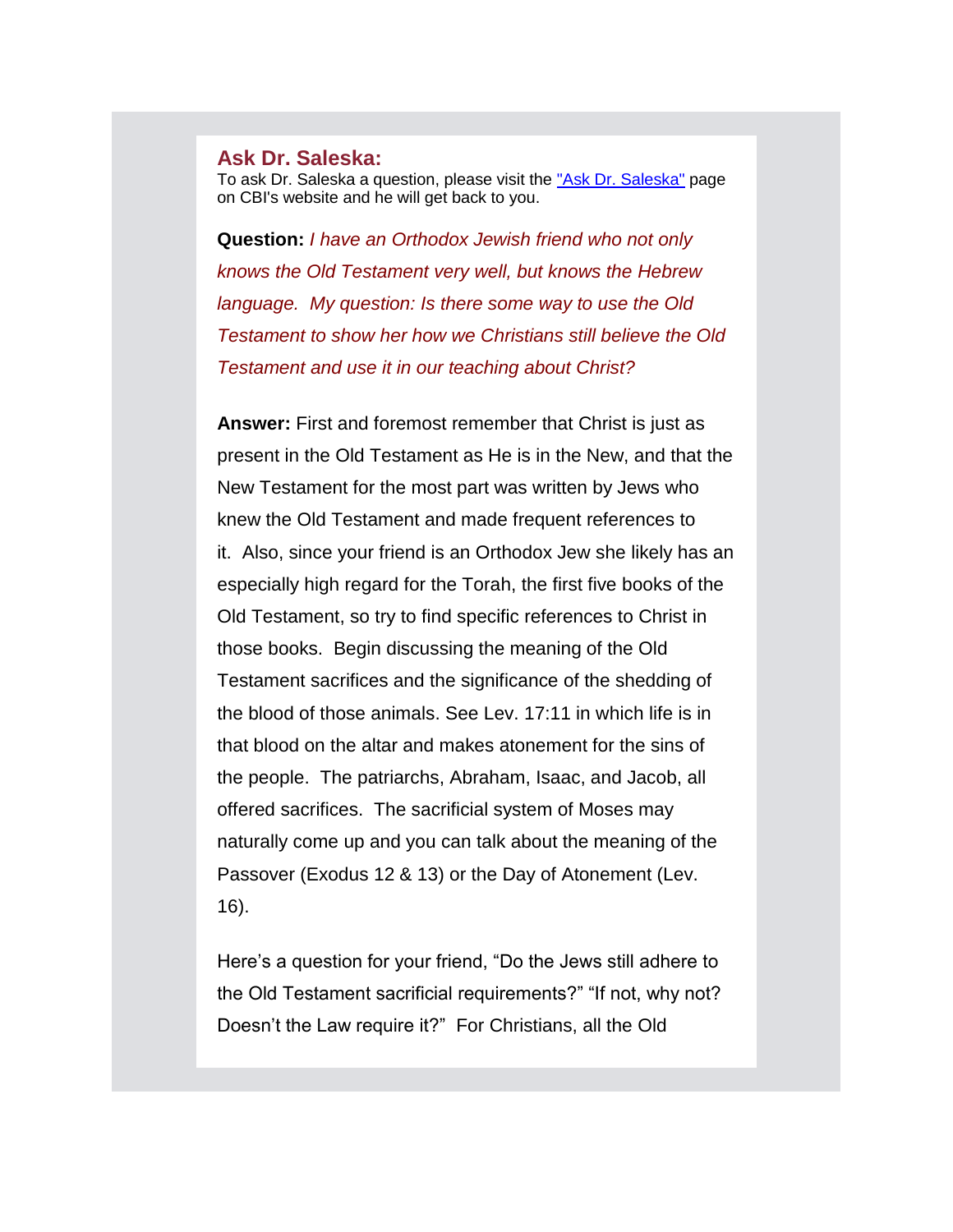## Ask Dr. Saleska:

To ask Dr. Saleska a question, please visit the "Ask Dr. Saleska" page on CBI's website and he will get back to you.

**Question:** *I have an Orthodox Jewish friend who not only knows the Old Testament very well, but knows the Hebrew language. My question: Is there some way to use the Old Testament to show her how we Christians still believe the Old Testament and use it in our teaching about Christ?*

**Answer:** First and foremost remember that Christ is just as present in the Old Testament as He is in the New, and that the New Testament for the most part was written by Jews who knew the Old Testament and made frequent references to it. Also, since your friend is an Orthodox Jew she likely has an especially high regard for the Torah, the first five books of the Old Testament, so try to find specific references to Christ in those books. Begin discussing the meaning of the Old Testament sacrifices and the significance of the shedding of the blood of those animals. See Lev. 17:11 in which life is in that blood on the altar and makes atonement for the sins of the people. The patriarchs, Abraham, Isaac, and Jacob, all offered sacrifices. The sacrificial system of Moses may naturally come up and you can talk about the meaning of the Passover (Exodus 12 & 13) or the Day of Atonement (Lev. 16).

Here's a question for your friend, "Do the Jews still adhere to the Old Testament sacrificial requirements?" "If not, why not? Doesn't the Law require it?" For Christians, all the Old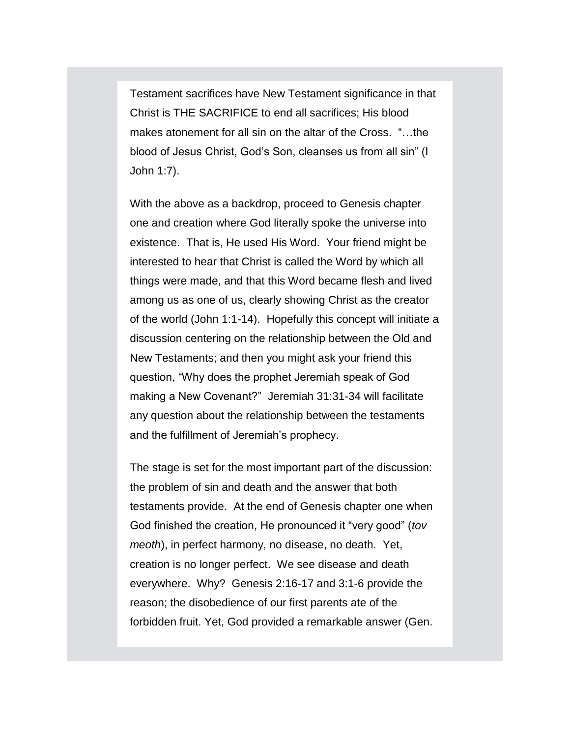Testament sacrifices have New Testament significance in that Christ is THE SACRIFICE to end all sacrifices; His blood makes atonement for all sin on the altar of the Cross. "…the blood of Jesus Christ, God's Son, cleanses us from all sin" (I John 1:7).

With the above as a backdrop, proceed to Genesis chapter one and creation where God literally spoke the universe into existence. That is, He used His Word. Your friend might be interested to hear that Christ is called the Word by which all things were made, and that this Word became flesh and lived among us as one of us, clearly showing Christ as the creator of the world (John 1:1-14). Hopefully this concept will initiate a discussion centering on the relationship between the Old and New Testaments; and then you might ask your friend this question, "Why does the prophet Jeremiah speak of God making a New Covenant?" Jeremiah 31:31-34 will facilitate any question about the relationship between the testaments and the fulfillment of Jeremiah's prophecy.

The stage is set for the most important part of the discussion: the problem of sin and death and the answer that both testaments provide. At the end of Genesis chapter one when God finished the creation, He pronounced it "very good" (*tov meoth*), in perfect harmony, no disease, no death. Yet, creation is no longer perfect. We see disease and death everywhere. Why? Genesis 2:16-17 and 3:1-6 provide the reason; the disobedience of our first parents ate of the forbidden fruit. Yet, God provided a remarkable answer (Gen.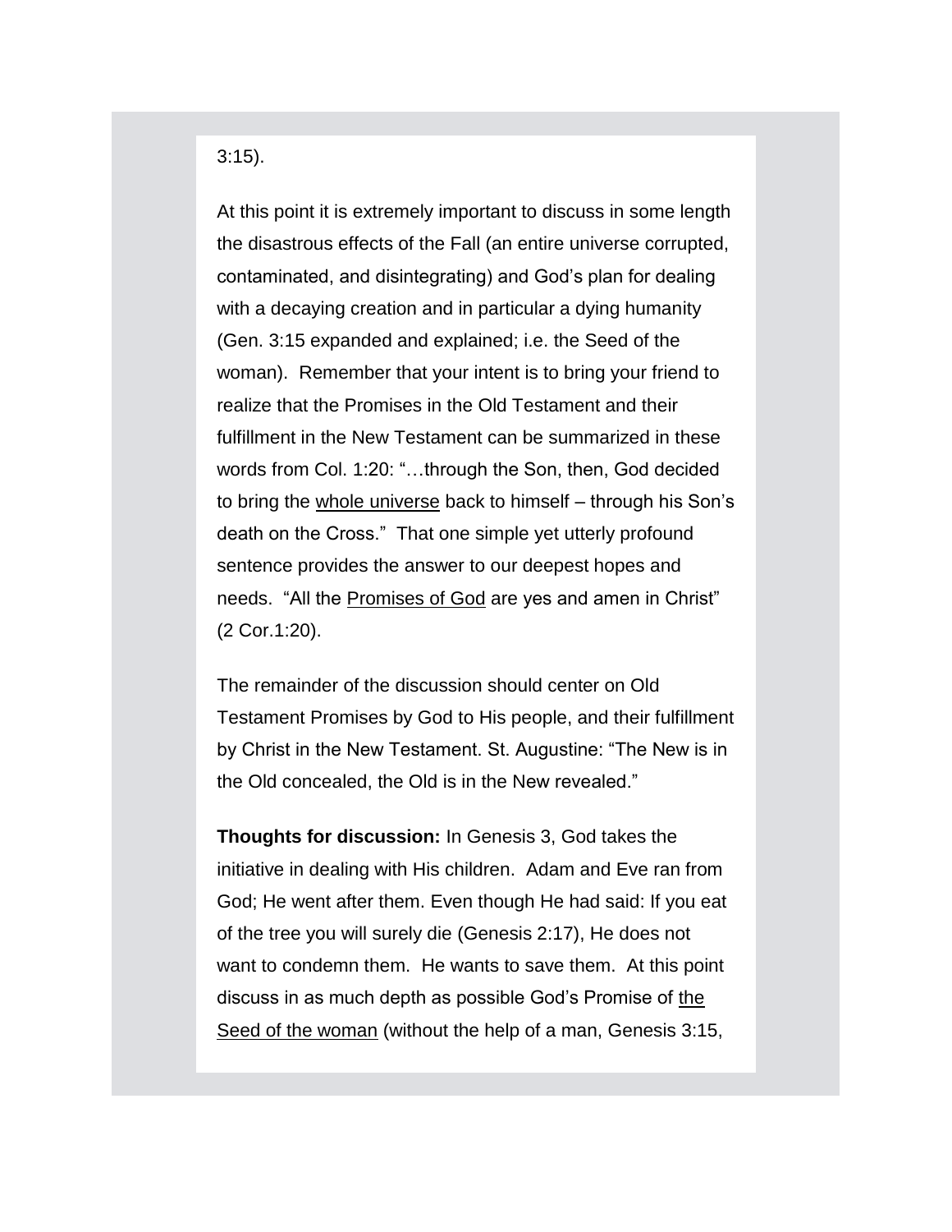3:15).

At this point it is extremely important to discuss in some length the disastrous effects of the Fall (an entire universe corrupted, contaminated, and disintegrating) and God's plan for dealing with a decaying creation and in particular a dying humanity (Gen. 3:15 expanded and explained; i.e. the Seed of the woman). Remember that your intent is to bring your friend to realize that the Promises in the Old Testament and their fulfillment in the New Testament can be summarized in these words from Col. 1:20: "…through the Son, then, God decided to bring the <u>whole universe</u> back to himself – through his Son's death on the Cross." That one simple yet utterly profound sentence provides the answer to our deepest hopes and needs. "All the <u>Promises of God</u> are yes and amen in Christ" (2 Cor.1:20).

The remainder of the discussion should center on Old Testament Promises by God to His people, and their fulfillment by Christ in the New Testament. St. Augustine: "The New is in the Old concealed, the Old is in the New revealed."

**Thoughts for discussion:** In Genesis 3, God takes the initiative in dealing with His children. Adam and Eve ran from God; He went after them. Even though He had said: If you eat of the tree you will surely die (Genesis 2:17), He does not want to condemn them. He wants to save them. At this point discuss in as much depth as possible God's Promise of <u>the Seed of the woman</u> (without the help of a man, Genesis 3:15,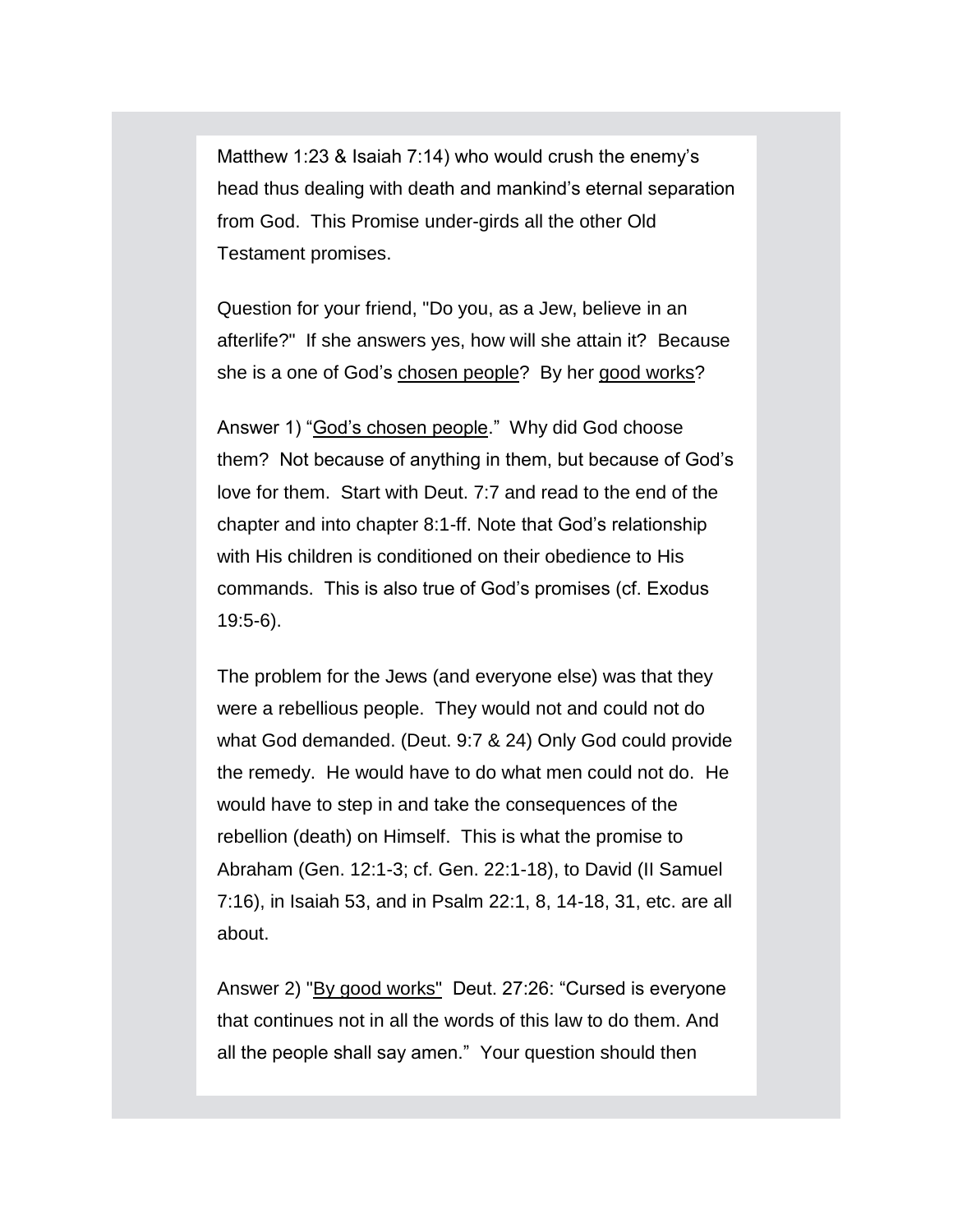Matthew 1:23 & Isaiah 7:14) who would crush the enemy's head thus dealing with death and mankind's eternal separation from God. This Promise under-girds all the other Old Testament promises.

Question for your friend, "Do you, as a Jew, believe in an afterlife?" If she answers yes, how will she attain it? Because she is a one of God's chosen people? By her good works?

Answer 1) "God's chosen people." Why did God choose them? Not because of anything in them, but because of God's love for them. Start with Deut. 7:7 and read to the end of the chapter and into chapter 8:1-ff. Note that God's relationship with His children is conditioned on their obedience to His commands. This is also true of God's promises (cf. Exodus 19:5-6).

The problem for the Jews (and everyone else) was that they were a rebellious people. They would not and could not do what God demanded. (Deut. 9:7 & 24) Only God could provide the remedy. He would have to do what men could not do. He would have to step in and take the consequences of the rebellion (death) on Himself. This is what the promise to Abraham (Gen. 12:1-3; cf. Gen. 22:1-18), to David (II Samuel 7:16), in Isaiah 53, and in Psalm 22:1, 8, 14-18, 31, etc. are all about.

Answer 2) "By good works" Deut. 27:26: "Cursed is everyone that continues not in all the words of this law to do them. And all the people shall say amen." Your question should then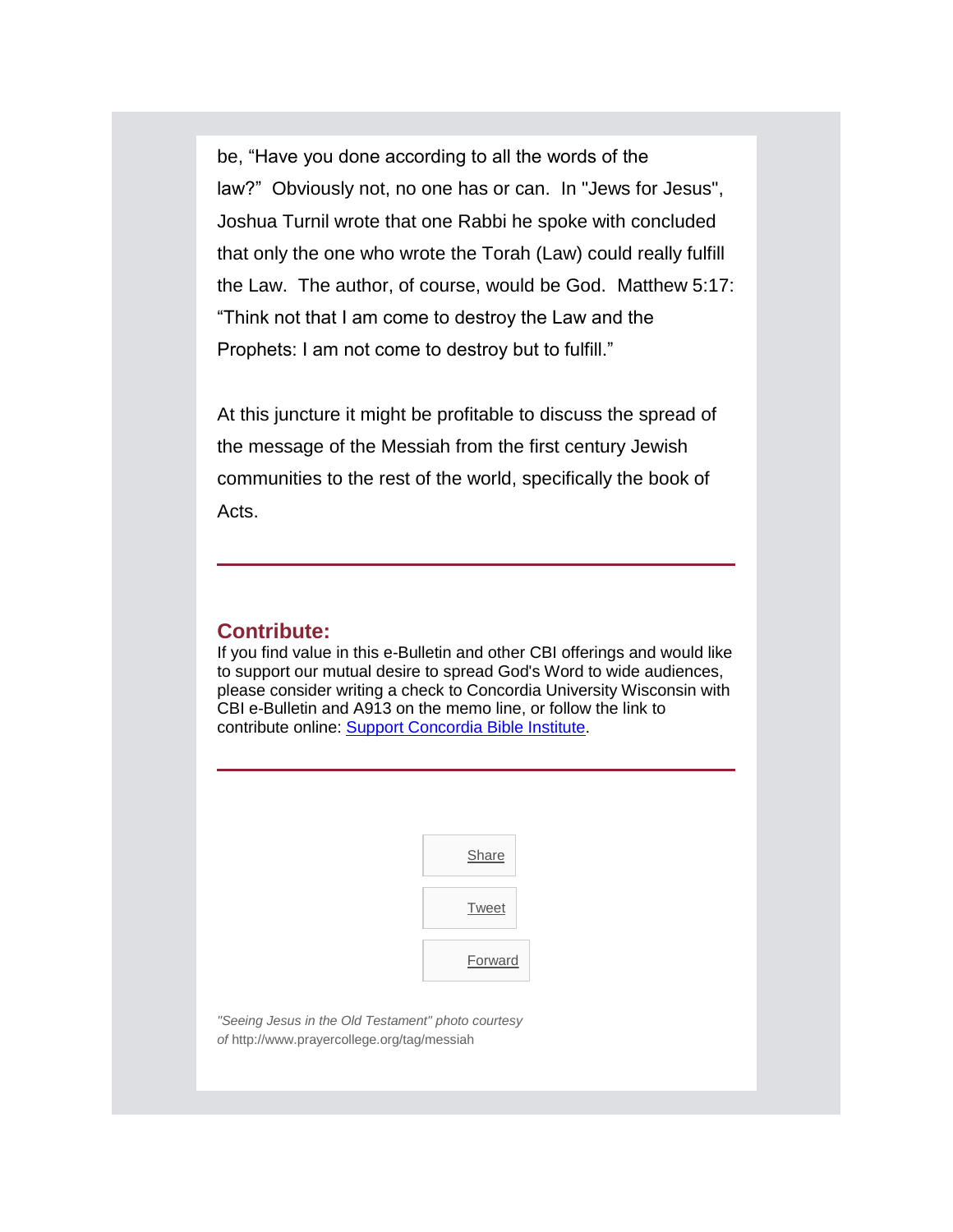be, "Have you done according to all the words of the law?" Obviously not, no one has or can. In "Jews for Jesus", Joshua Turnil wrote that one Rabbi he spoke with concluded that only the one who wrote the Torah (Law) could really fulfill the Law. The author, of course, would be God. Matthew 5:17: "Think not that I am come to destroy the Law and the Prophets: I am not come to destroy but to fulfill."

At this juncture it might be profitable to discuss the spread of the message of the Messiah from the first century Jewish communities to the rest of the world, specifically the book of Acts.

---

## Contribute:

If you find value in this e-Bulletin and other CBI offerings and would like to support our mutual desire to spread God's Word to wide audiences, please consider writing a check to Concordia University Wisconsin with CBI e-Bulletin and A913 on the memo line, or follow the link to contribute online: [Support Concordia Bible Institute](#).

---

[Share](#)

[Tweet](#)

[Forward](#)

*"Seeing Jesus in the Old Testament" photo courtesy of* http://www.prayercollege.org/tag/messiah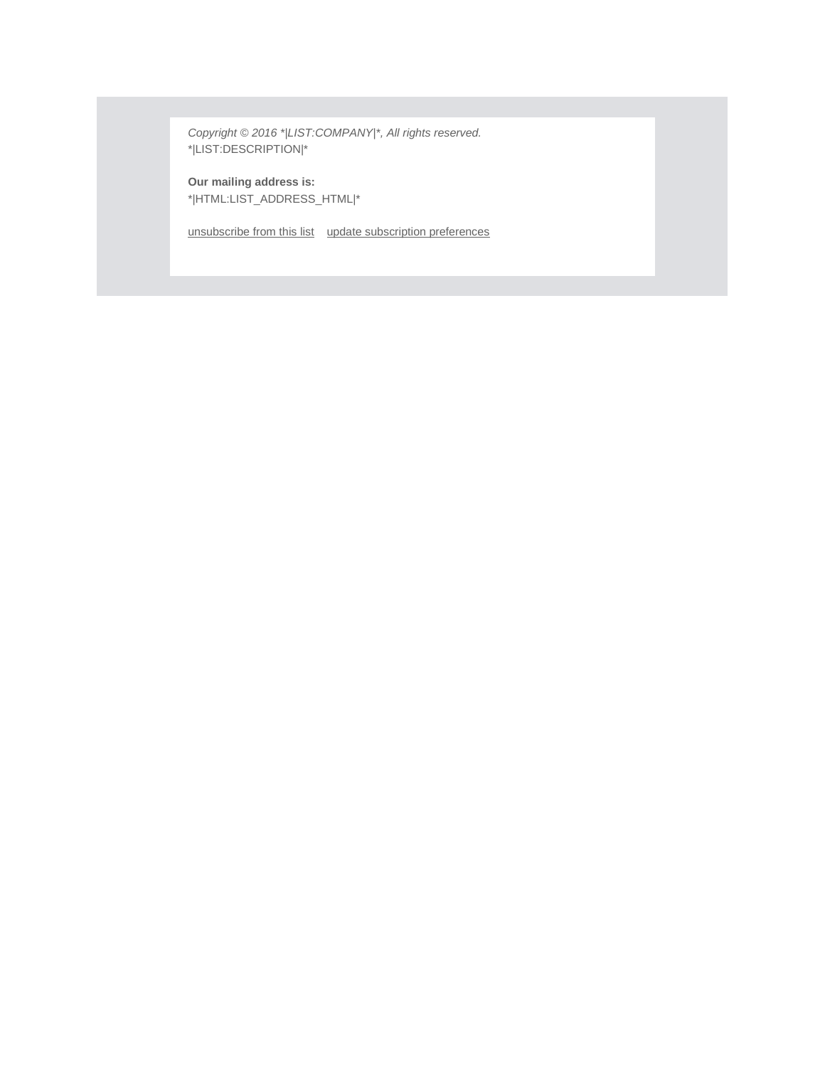*Copyright © 2016 *|LIST:COMPANY|*, All rights reserved.*
*|LIST:DESCRIPTION|*

**Our mailing address is:**
*|HTML:LIST_ADDRESS_HTML|*

unsubscribe from this list    update subscription preferences